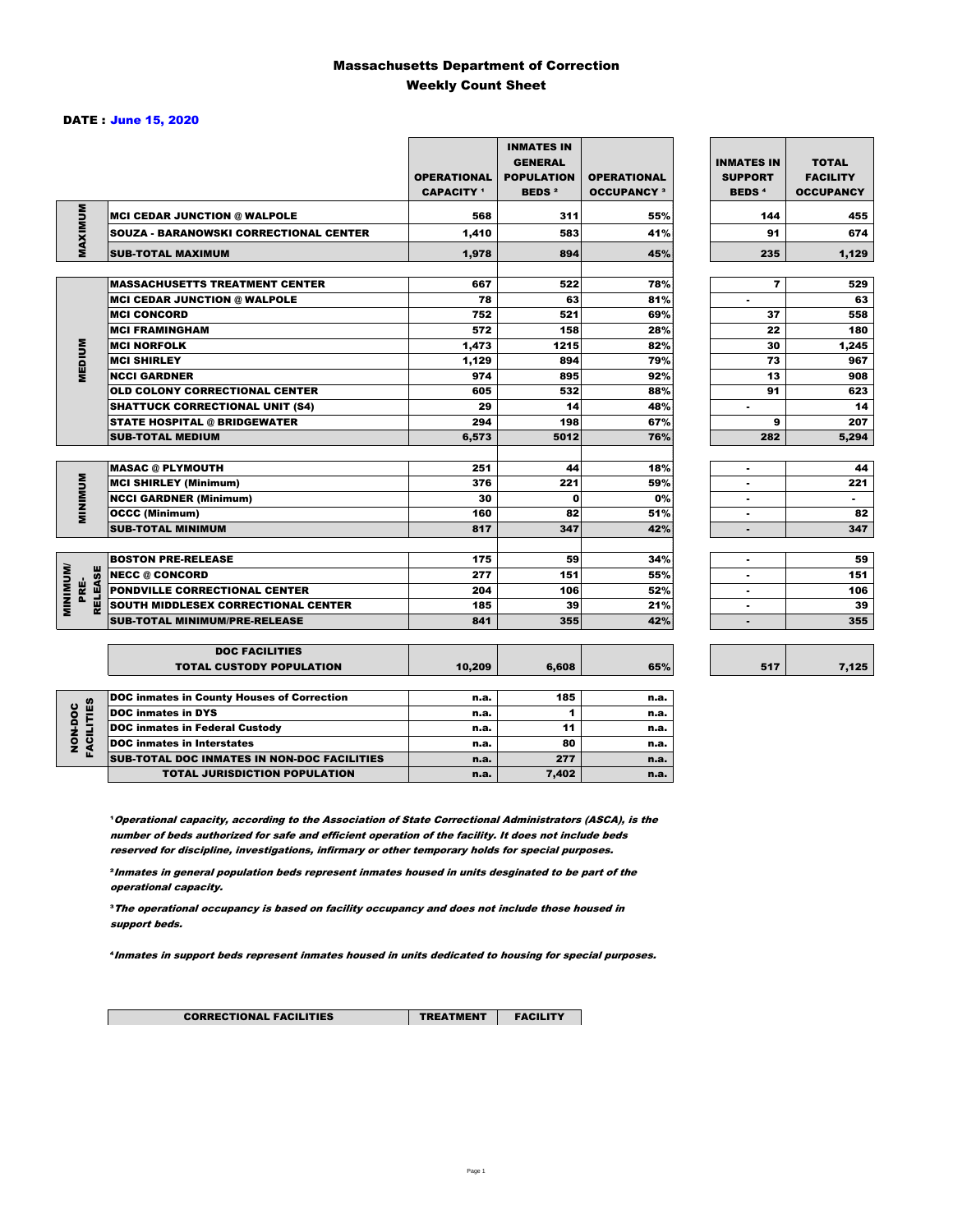# Massachusetts Department of Correction
## Weekly Count Sheet

**DATE : June 15, 2020**

| | | OPERATIONAL CAPACITY [1] | INMATES IN GENERAL POPULATION BEDS [2] | OPERATIONAL OCCUPANCY [3] | INMATES IN SUPPORT BEDS [4] | TOTAL FACILITY OCCUPANCY |
|---|---|---|---|---|---|---|
| MAXIMUM | MCI CEDAR JUNCTION @ WALPOLE | 568 | 311 | 55% | 144 | 455 |
| | SOUZA - BARANOWSKI CORRECTIONAL CENTER | 1,410 | 583 | 41% | 91 | 674 |
| | SUB-TOTAL MAXIMUM | 1,978 | 894 | 45% | 235 | 1,129 |
| MEDIUM | MASSACHUSETTS TREATMENT CENTER | 667 | 522 | 78% | 7 | 529 |
| | MCI CEDAR JUNCTION @ WALPOLE | 78 | 63 | 81% | - | 63 |
| | MCI CONCORD | 752 | 521 | 69% | 37 | 558 |
| | MCI FRAMINGHAM | 572 | 158 | 28% | 22 | 180 |
| | MCI NORFOLK | 1,473 | 1215 | 82% | 30 | 1,245 |
| | MCI SHIRLEY | 1,129 | 894 | 79% | 73 | 967 |
| | NCCI GARDNER | 974 | 895 | 92% | 13 | 908 |
| | OLD COLONY CORRECTIONAL CENTER | 605 | 532 | 88% | 91 | 623 |
| | SHATTUCK CORRECTIONAL UNIT (S4) | 29 | 14 | 48% | - | 14 |
| | STATE HOSPITAL @ BRIDGEWATER | 294 | 198 | 67% | 9 | 207 |
| | SUB-TOTAL MEDIUM | 6,573 | 5012 | 76% | 282 | 5,294 |
| MINIMUM | MASAC @ PLYMOUTH | 251 | 44 | 18% | - | 44 |
| | MCI SHIRLEY (Minimum) | 376 | 221 | 59% | - | 221 |
| | NCCI GARDNER (Minimum) | 30 | 0 | 0% | - | - |
| | OCCC (Minimum) | 160 | 82 | 51% | - | 82 |
| | SUB-TOTAL MINIMUM | 817 | 347 | 42% | - | 347 |
| MINIMUM/ PRE-RELEASE | BOSTON PRE-RELEASE | 175 | 59 | 34% | - | 59 |
| | NECC @ CONCORD | 277 | 151 | 55% | - | 151 |
| | PONDVILLE CORRECTIONAL CENTER | 204 | 106 | 52% | - | 106 |
| | SOUTH MIDDLESEX CORRECTIONAL CENTER | 185 | 39 | 21% | - | 39 |
| | SUB-TOTAL MINIMUM/PRE-RELEASE | 841 | 355 | 42% | - | 355 |
| | DOC FACILITIES TOTAL CUSTODY POPULATION | 10,209 | 6,608 | 65% | 517 | 7,125 |
| NON-DOC FACILITIES | DOC inmates in County Houses of Correction | n.a. | 185 | n.a. | | |
| | DOC inmates in DYS | n.a. | 1 | n.a. | | |
| | DOC inmates in Federal Custody | n.a. | 11 | n.a. | | |
| | DOC inmates in Interstates | n.a. | 80 | n.a. | | |
| | SUB-TOTAL DOC INMATES IN NON-DOC FACILITIES | n.a. | 277 | n.a. | | |
| | TOTAL JURISDICTION POPULATION | n.a. | 7,402 | n.a. | | |

[1] *Operational capacity, according to the Association of State Correctional Administrators (ASCA), is the number of beds authorized for safe and efficient operation of the facility. It does not include beds reserved for discipline, investigations, infirmary or other temporary holds for special purposes.*

[2] *Inmates in general population beds represent inmates housed in units desginated to be part of the operational capacity.*

[3] *The operational occupancy is based on facility occupancy and does not include those housed in support beds.*

[4] *Inmates in support beds represent inmates housed in units dedicated to housing for special purposes.*

| CORRECTIONAL FACILITIES | TREATMENT | FACILITY |
|---|---|---|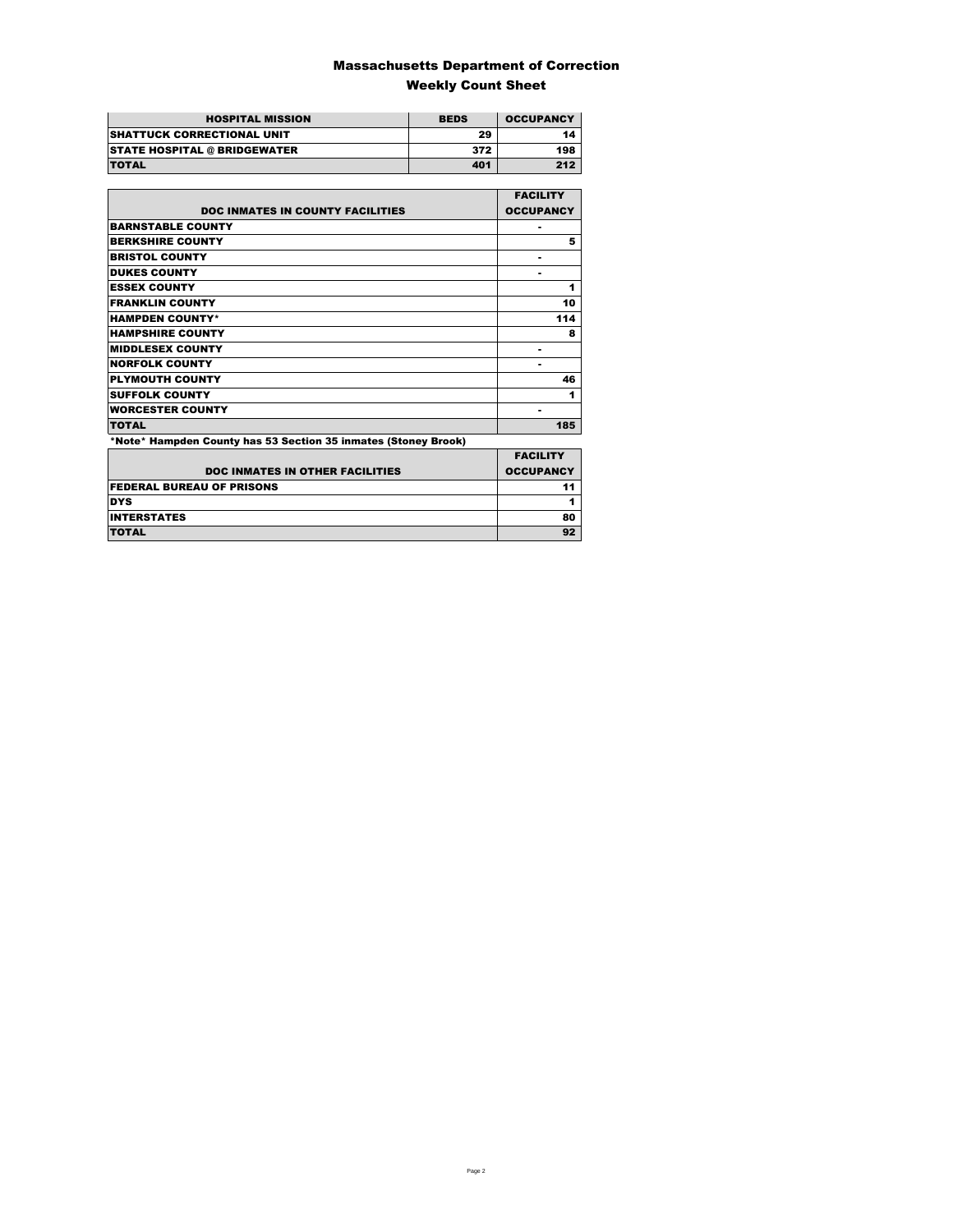# Massachusetts Department of Correction
## Weekly Count Sheet

| HOSPITAL MISSION | BEDS | OCCUPANCY |
|---|---|---|
| SHATTUCK CORRECTIONAL UNIT | 29 | 14 |
| STATE HOSPITAL @ BRIDGEWATER | 372 | 198 |
| TOTAL | 401 | 212 |

| DOC INMATES IN COUNTY FACILITIES | FACILITY OCCUPANCY |
|---|---|
| BARNSTABLE COUNTY | - |
| BERKSHIRE COUNTY | 5 |
| BRISTOL COUNTY | - |
| DUKES COUNTY | - |
| ESSEX COUNTY | 1 |
| FRANKLIN COUNTY | 10 |
| HAMPDEN COUNTY* | 114 |
| HAMPSHIRE COUNTY | 8 |
| MIDDLESEX COUNTY | - |
| NORFOLK COUNTY | - |
| PLYMOUTH COUNTY | 46 |
| SUFFOLK COUNTY | 1 |
| WORCESTER COUNTY | - |
| TOTAL | 185 |

*Note* Hampden County has 53 Section 35 inmates (Stoney Brook)

| DOC INMATES IN OTHER FACILITIES | FACILITY OCCUPANCY |
|---|---|
| FEDERAL BUREAU OF PRISONS | 11 |
| DYS | 1 |
| INTERSTATES | 80 |
| TOTAL | 92 |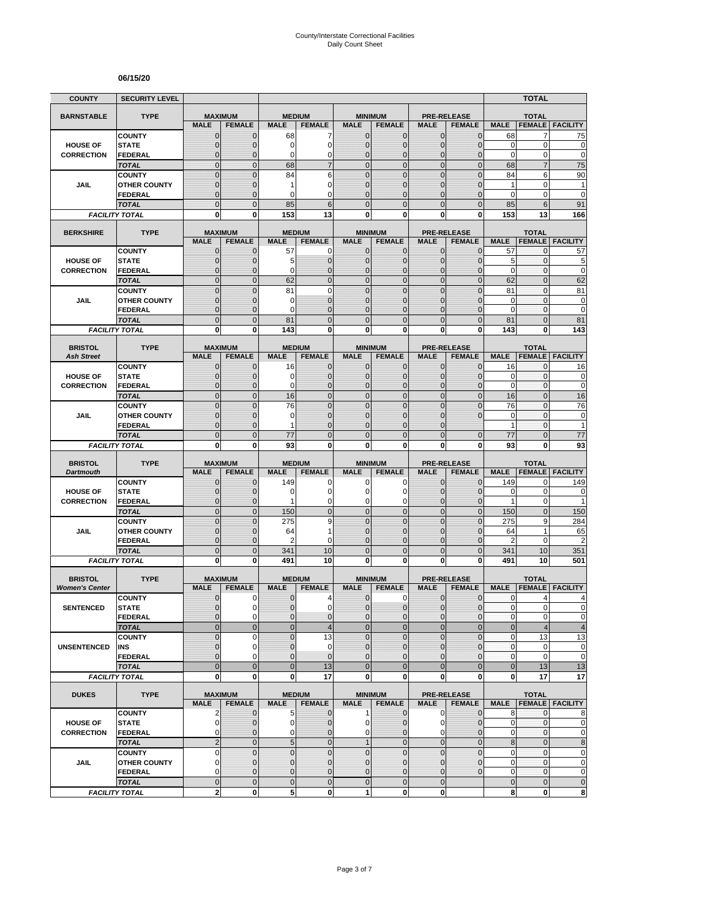# County/Interstate Correctional Facilities
## Daily Count Sheet

**06/15/20**

| COUNTY | SECURITY LEVEL | | | | | | | | | | TOTAL | |
|---|---|---|---|---|---|---|---|---|---|---|---|---|
| **BARNSTABLE** | **TYPE** | **MAXIMUM** | | **MEDIUM** | | **MINIMUM** | | **PRE-RELEASE** | | **TOTAL** | | |
| | | **MALE** | **FEMALE** | **MALE** | **FEMALE** | **MALE** | **FEMALE** | **MALE** | **FEMALE** | **MALE** | **FEMALE** | **FACILITY** |
| | COUNTY | 0 | 0 | 68 | 7 | 0 | 0 | 0 | 0 | 68 | 7 | 75 |
| HOUSE OF | STATE | 0 | 0 | 0 | 0 | 0 | 0 | 0 | 0 | 0 | 0 | 0 |
| CORRECTION | FEDERAL | 0 | 0 | 0 | 0 | 0 | 0 | 0 | 0 | 0 | 0 | 0 |
| | *TOTAL* | 0 | 0 | 68 | 7 | 0 | 0 | 0 | 0 | 68 | 7 | 75 |
| | COUNTY | 0 | 0 | 84 | 6 | 0 | 0 | 0 | 0 | 84 | 6 | 90 |
| JAIL | OTHER COUNTY | 0 | 0 | 1 | 0 | 0 | 0 | 0 | 0 | 1 | 0 | 1 |
| | FEDERAL | 0 | 0 | 0 | 0 | 0 | 0 | 0 | 0 | 0 | 0 | 0 |
| | *TOTAL* | 0 | 0 | 85 | 6 | 0 | 0 | 0 | 0 | 85 | 6 | 91 |
| *FACILITY TOTAL* | | **0** | **0** | **153** | **13** | **0** | **0** | **0** | **0** | **153** | **13** | **166** |
| **BERKSHIRE** | **TYPE** | **MAXIMUM** | | **MEDIUM** | | **MINIMUM** | | **PRE-RELEASE** | | **TOTAL** | | |
| | | **MALE** | **FEMALE** | **MALE** | **FEMALE** | **MALE** | **FEMALE** | **MALE** | **FEMALE** | **MALE** | **FEMALE** | **FACILITY** |
| | COUNTY | 0 | 0 | 57 | 0 | 0 | 0 | 0 | 0 | 57 | 0 | 57 |
| HOUSE OF | STATE | 0 | 0 | 5 | 0 | 0 | 0 | 0 | 0 | 5 | 0 | 5 |
| CORRECTION | FEDERAL | 0 | 0 | 0 | 0 | 0 | 0 | 0 | 0 | 0 | 0 | 0 |
| | *TOTAL* | 0 | 0 | 62 | 0 | 0 | 0 | 0 | 0 | 62 | 0 | 62 |
| | COUNTY | 0 | 0 | 81 | 0 | 0 | 0 | 0 | 0 | 81 | 0 | 81 |
| JAIL | OTHER COUNTY | 0 | 0 | 0 | 0 | 0 | 0 | 0 | 0 | 0 | 0 | 0 |
| | FEDERAL | 0 | 0 | 0 | 0 | 0 | 0 | 0 | 0 | 0 | 0 | 0 |
| | *TOTAL* | 0 | 0 | 81 | 0 | 0 | 0 | 0 | 0 | 81 | 0 | 81 |
| *FACILITY TOTAL* | | **0** | **0** | **143** | **0** | **0** | **0** | **0** | **0** | **143** | **0** | **143** |
| **BRISTOL** *Ash Street* | **TYPE** | **MAXIMUM** | | **MEDIUM** | | **MINIMUM** | | **PRE-RELEASE** | | **TOTAL** | | |
| | | **MALE** | **FEMALE** | **MALE** | **FEMALE** | **MALE** | **FEMALE** | **MALE** | **FEMALE** | **MALE** | **FEMALE** | **FACILITY** |
| | COUNTY | 0 | 0 | 16 | 0 | 0 | 0 | 0 | 0 | 16 | 0 | 16 |
| HOUSE OF | STATE | 0 | 0 | 0 | 0 | 0 | 0 | 0 | 0 | 0 | 0 | 0 |
| CORRECTION | FEDERAL | 0 | 0 | 0 | 0 | 0 | 0 | 0 | 0 | 0 | 0 | 0 |
| | *TOTAL* | 0 | 0 | 16 | 0 | 0 | 0 | 0 | 0 | 16 | 0 | 16 |
| | COUNTY | 0 | 0 | 76 | 0 | 0 | 0 | 0 | 0 | 76 | 0 | 76 |
| JAIL | OTHER COUNTY | 0 | 0 | 0 | 0 | 0 | 0 | 0 | 0 | 0 | 0 | 0 |
| | FEDERAL | 0 | 0 | 1 | 0 | 0 | 0 | 0 | | 1 | 0 | 1 |
| | *TOTAL* | 0 | 0 | 77 | 0 | 0 | 0 | 0 | 0 | 77 | 0 | 77 |
| *FACILITY TOTAL* | | **0** | **0** | **93** | **0** | **0** | **0** | **0** | **0** | **93** | **0** | **93** |
| **BRISTOL** *Dartmouth* | **TYPE** | **MAXIMUM** | | **MEDIUM** | | **MINIMUM** | | **PRE-RELEASE** | | **TOTAL** | | |
| | | **MALE** | **FEMALE** | **MALE** | **FEMALE** | **MALE** | **FEMALE** | **MALE** | **FEMALE** | **MALE** | **FEMALE** | **FACILITY** |
| | COUNTY | 0 | 0 | 149 | 0 | 0 | 0 | 0 | 0 | 149 | 0 | 149 |
| HOUSE OF | STATE | 0 | 0 | 0 | 0 | 0 | 0 | 0 | 0 | 0 | 0 | 0 |
| CORRECTION | FEDERAL | 0 | 0 | 1 | 0 | 0 | 0 | 0 | 0 | 1 | 0 | 1 |
| | *TOTAL* | 0 | 0 | 150 | 0 | 0 | 0 | 0 | 0 | 150 | 0 | 150 |
| | COUNTY | 0 | 0 | 275 | 9 | 0 | 0 | 0 | 0 | 275 | 9 | 284 |
| JAIL | OTHER COUNTY | 0 | 0 | 64 | 1 | 0 | 0 | 0 | 0 | 64 | 1 | 65 |
| | FEDERAL | 0 | 0 | 2 | 0 | 0 | 0 | 0 | 0 | 2 | 0 | 2 |
| | *TOTAL* | 0 | 0 | 341 | 10 | 0 | 0 | 0 | 0 | 341 | 10 | 351 |
| *FACILITY TOTAL* | | **0** | **0** | **491** | **10** | **0** | **0** | **0** | **0** | **491** | **10** | **501** |
| **BRISTOL** *Women's Center* | **TYPE** | **MAXIMUM** | | **MEDIUM** | | **MINIMUM** | | **PRE-RELEASE** | | **TOTAL** | | |
| | | **MALE** | **FEMALE** | **MALE** | **FEMALE** | **MALE** | **FEMALE** | **MALE** | **FEMALE** | **MALE** | **FEMALE** | **FACILITY** |
| | COUNTY | 0 | 0 | 0 | 4 | 0 | 0 | 0 | 0 | 0 | 4 | 4 |
| SENTENCED | STATE | 0 | 0 | 0 | 0 | 0 | 0 | 0 | 0 | 0 | 0 | 0 |
| | FEDERAL | 0 | 0 | 0 | 0 | 0 | 0 | 0 | 0 | 0 | 0 | 0 |
| | *TOTAL* | 0 | 0 | 0 | 4 | 0 | 0 | 0 | 0 | 0 | 4 | 4 |
| | COUNTY | 0 | 0 | 0 | 13 | 0 | 0 | 0 | 0 | 0 | 13 | 13 |
| UNSENTENCED | INS | 0 | 0 | 0 | 0 | 0 | 0 | 0 | 0 | 0 | 0 | 0 |
| | FEDERAL | 0 | 0 | 0 | 0 | 0 | 0 | 0 | 0 | 0 | 0 | 0 |
| | *TOTAL* | 0 | 0 | 0 | 13 | 0 | 0 | 0 | 0 | 0 | 13 | 13 |
| *FACILITY TOTAL* | | **0** | **0** | **0** | **17** | **0** | **0** | **0** | **0** | **0** | **17** | **17** |
| **DUKES** | **TYPE** | **MAXIMUM** | | **MEDIUM** | | **MINIMUM** | | **PRE-RELEASE** | | **TOTAL** | | |
| | | **MALE** | **FEMALE** | **MALE** | **FEMALE** | **MALE** | **FEMALE** | **MALE** | **FEMALE** | **MALE** | **FEMALE** | **FACILITY** |
| | COUNTY | 2 | 0 | 5 | 0 | 1 | 0 | 0 | 0 | 8 | 0 | 8 |
| HOUSE OF | STATE | 0 | 0 | 0 | 0 | 0 | 0 | 0 | 0 | 0 | 0 | 0 |
| CORRECTION | FEDERAL | 0 | 0 | 0 | 0 | 0 | 0 | 0 | 0 | 0 | 0 | 0 |
| | *TOTAL* | 2 | 0 | 5 | 0 | 1 | 0 | 0 | 0 | 8 | 0 | 8 |
| | COUNTY | 0 | 0 | 0 | 0 | 0 | 0 | 0 | 0 | 0 | 0 | 0 |
| JAIL | OTHER COUNTY | 0 | 0 | 0 | 0 | 0 | 0 | 0 | 0 | 0 | 0 | 0 |
| | FEDERAL | 0 | 0 | 0 | 0 | 0 | 0 | 0 | 0 | 0 | 0 | 0 |
| | *TOTAL* | 0 | 0 | 0 | 0 | 0 | 0 | 0 | | 0 | 0 | 0 |
| *FACILITY TOTAL* | | **2** | **0** | **5** | **0** | **1** | **0** | **0** | | **8** | **0** | **8** |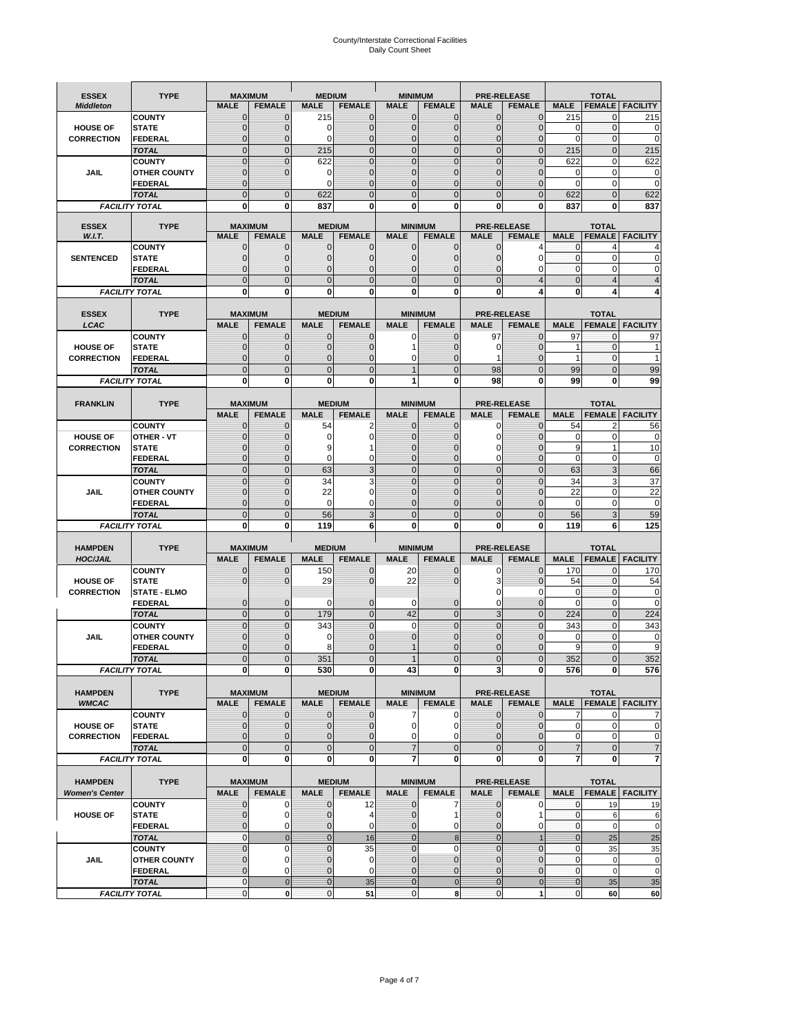# County/Interstate Correctional Facilities
## Daily Count Sheet

| ESSEX *Middleton* | TYPE | MAXIMUM | | MEDIUM | | MINIMUM | | PRE-RELEASE | | TOTAL | | |
|---|---|---|---|---|---|---|---|---|---|---|---|---|
| | | MALE | FEMALE | MALE | FEMALE | MALE | FEMALE | MALE | FEMALE | MALE | FEMALE | FACILITY |
| HOUSE OF CORRECTION | COUNTY | 0 | 0 | 215 | 0 | 0 | 0 | 0 | 0 | 215 | 0 | 215 |
| | STATE | 0 | 0 | 0 | 0 | 0 | 0 | 0 | 0 | 0 | 0 | 0 |
| | FEDERAL | 0 | 0 | 0 | 0 | 0 | 0 | 0 | 0 | 0 | 0 | 0 |
| | TOTAL | 0 | 0 | 215 | 0 | 0 | 0 | 0 | 0 | 215 | 0 | 215 |
| JAIL | COUNTY | 0 | 0 | 622 | 0 | 0 | 0 | 0 | 0 | 622 | 0 | 622 |
| | OTHER COUNTY | 0 | 0 | 0 | 0 | 0 | 0 | 0 | 0 | 0 | 0 | 0 |
| | FEDERAL | 0 | | 0 | 0 | 0 | 0 | 0 | 0 | 0 | 0 | 0 |
| | TOTAL | 0 | 0 | 622 | 0 | 0 | 0 | 0 | 0 | 622 | 0 | 622 |
| FACILITY TOTAL | | 0 | 0 | 837 | 0 | 0 | 0 | 0 | 0 | 837 | 0 | 837 |

| ESSEX *W.I.T.* | TYPE | MAXIMUM | | MEDIUM | | MINIMUM | | PRE-RELEASE | | TOTAL | | |
|---|---|---|---|---|---|---|---|---|---|---|---|---|
| | | MALE | FEMALE | MALE | FEMALE | MALE | FEMALE | MALE | FEMALE | MALE | FEMALE | FACILITY |
| SENTENCED | COUNTY | 0 | 0 | 0 | 0 | 0 | 0 | 0 | 4 | 0 | 4 | 4 |
| | STATE | 0 | 0 | 0 | 0 | 0 | 0 | 0 | 0 | 0 | 0 | 0 |
| | FEDERAL | 0 | 0 | 0 | 0 | 0 | 0 | 0 | 0 | 0 | 0 | 0 |
| | TOTAL | 0 | 0 | 0 | 0 | 0 | 0 | 0 | 4 | 0 | 4 | 4 |
| FACILITY TOTAL | | 0 | 0 | 0 | 0 | 0 | 0 | 0 | 4 | 0 | 4 | 4 |

| ESSEX *LCAC* | TYPE | MAXIMUM | | MEDIUM | | MINIMUM | | PRE-RELEASE | | TOTAL | | |
|---|---|---|---|---|---|---|---|---|---|---|---|---|
| | | MALE | FEMALE | MALE | FEMALE | MALE | FEMALE | MALE | FEMALE | MALE | FEMALE | FACILITY |
| HOUSE OF CORRECTION | COUNTY | 0 | 0 | 0 | 0 | 0 | 0 | 97 | 0 | 97 | 0 | 97 |
| | STATE | 0 | 0 | 0 | 0 | 1 | 0 | 0 | 0 | 1 | 0 | 1 |
| | FEDERAL | 0 | 0 | 0 | 0 | 0 | 0 | 1 | 0 | 1 | 0 | 1 |
| | TOTAL | 0 | 0 | 0 | 0 | 1 | 0 | 98 | 0 | 99 | 0 | 99 |
| FACILITY TOTAL | | 0 | 0 | 0 | 0 | 1 | 0 | 98 | 0 | 99 | 0 | 99 |

| FRANKLIN | TYPE | MAXIMUM | | MEDIUM | | MINIMUM | | PRE-RELEASE | | TOTAL | | |
|---|---|---|---|---|---|---|---|---|---|---|---|---|
| | | MALE | FEMALE | MALE | FEMALE | MALE | FEMALE | MALE | FEMALE | MALE | FEMALE | FACILITY |
| HOUSE OF CORRECTION | COUNTY | 0 | 0 | 54 | 2 | 0 | 0 | 0 | 0 | 54 | 2 | 56 |
| | OTHER - VT | 0 | 0 | 0 | 0 | 0 | 0 | 0 | 0 | 0 | 0 | 0 |
| | STATE | 0 | 0 | 9 | 1 | 0 | 0 | 0 | 0 | 9 | 1 | 10 |
| | FEDERAL | 0 | 0 | 0 | 0 | 0 | 0 | 0 | 0 | 0 | 0 | 0 |
| | TOTAL | 0 | 0 | 63 | 3 | 0 | 0 | 0 | 0 | 63 | 3 | 66 |
| JAIL | COUNTY | 0 | 0 | 34 | 3 | 0 | 0 | 0 | 0 | 34 | 3 | 37 |
| | OTHER COUNTY | 0 | 0 | 22 | 0 | 0 | 0 | 0 | 0 | 22 | 0 | 22 |
| | FEDERAL | 0 | 0 | 0 | 0 | 0 | 0 | 0 | 0 | 0 | 0 | 0 |
| | TOTAL | 0 | 0 | 56 | 3 | 0 | 0 | 0 | 0 | 56 | 3 | 59 |
| FACILITY TOTAL | | 0 | 0 | 119 | 6 | 0 | 0 | 0 | 0 | 119 | 6 | 125 |

| HAMPDEN *HOC/JAIL* | TYPE | MAXIMUM | | MEDIUM | | MINIMUM | | PRE-RELEASE | | TOTAL | | |
|---|---|---|---|---|---|---|---|---|---|---|---|---|
| | | MALE | FEMALE | MALE | FEMALE | MALE | FEMALE | MALE | FEMALE | MALE | FEMALE | FACILITY |
| HOUSE OF CORRECTION | COUNTY | 0 | 0 | 150 | 0 | 20 | 0 | 0 | 0 | 170 | 0 | 170 |
| | STATE | 0 | 0 | 29 | 0 | 22 | 0 | 3 | 0 | 54 | 0 | 54 |
| | STATE - ELMO | | | | | | | 0 | 0 | 0 | 0 | 0 |
| | FEDERAL | 0 | 0 | 0 | 0 | 0 | 0 | 0 | 0 | 0 | 0 | 0 |
| | TOTAL | 0 | 0 | 179 | 0 | 42 | 0 | 3 | 0 | 224 | 0 | 224 |
| JAIL | COUNTY | 0 | 0 | 343 | 0 | 0 | 0 | 0 | 0 | 343 | 0 | 343 |
| | OTHER COUNTY | 0 | 0 | 0 | 0 | 0 | 0 | 0 | 0 | 0 | 0 | 0 |
| | FEDERAL | 0 | 0 | 8 | 0 | 1 | 0 | 0 | 0 | 9 | 0 | 9 |
| | TOTAL | 0 | 0 | 351 | 0 | 1 | 0 | 0 | 0 | 352 | 0 | 352 |
| FACILITY TOTAL | | 0 | 0 | 530 | 0 | 43 | 0 | 3 | 0 | 576 | 0 | 576 |

| HAMPDEN *WMCAC* | TYPE | MAXIMUM | | MEDIUM | | MINIMUM | | PRE-RELEASE | | TOTAL | | |
|---|---|---|---|---|---|---|---|---|---|---|---|---|
| | | MALE | FEMALE | MALE | FEMALE | MALE | FEMALE | MALE | FEMALE | MALE | FEMALE | FACILITY |
| HOUSE OF CORRECTION | COUNTY | 0 | 0 | 0 | 0 | 7 | 0 | 0 | 0 | 7 | 0 | 7 |
| | STATE | 0 | 0 | 0 | 0 | 0 | 0 | 0 | 0 | 0 | 0 | 0 |
| | FEDERAL | 0 | 0 | 0 | 0 | 0 | 0 | 0 | 0 | 0 | 0 | 0 |
| | TOTAL | 0 | 0 | 0 | 0 | 7 | 0 | 0 | 0 | 7 | 0 | 7 |
| FACILITY TOTAL | | 0 | 0 | 0 | 0 | 7 | 0 | 0 | 0 | 7 | 0 | 7 |

| HAMPDEN *Women's Center* | TYPE | MAXIMUM | | MEDIUM | | MINIMUM | | PRE-RELEASE | | TOTAL | | |
|---|---|---|---|---|---|---|---|---|---|---|---|---|
| | | MALE | FEMALE | MALE | FEMALE | MALE | FEMALE | MALE | FEMALE | MALE | FEMALE | FACILITY |
| HOUSE OF | COUNTY | 0 | 0 | 0 | 12 | 0 | 7 | 0 | 0 | 0 | 19 | 19 |
| | STATE | 0 | 0 | 0 | 4 | 0 | 1 | 0 | 1 | 0 | 6 | 6 |
| | FEDERAL | 0 | 0 | 0 | 0 | 0 | 0 | 0 | 0 | 0 | 0 | 0 |
| | TOTAL | 0 | 0 | 0 | 16 | 0 | 8 | 0 | 1 | 0 | 25 | 25 |
| JAIL | COUNTY | 0 | 0 | 0 | 35 | 0 | 0 | 0 | 0 | 0 | 35 | 35 |
| | OTHER COUNTY | 0 | 0 | 0 | 0 | 0 | 0 | 0 | 0 | 0 | 0 | 0 |
| | FEDERAL | 0 | 0 | 0 | 0 | 0 | 0 | 0 | 0 | 0 | 0 | 0 |
| | TOTAL | 0 | 0 | 0 | 35 | 0 | 0 | 0 | 0 | 0 | 35 | 35 |
| FACILITY TOTAL | | 0 | 0 | 0 | 51 | 0 | 8 | 0 | 1 | 0 | 60 | 60 |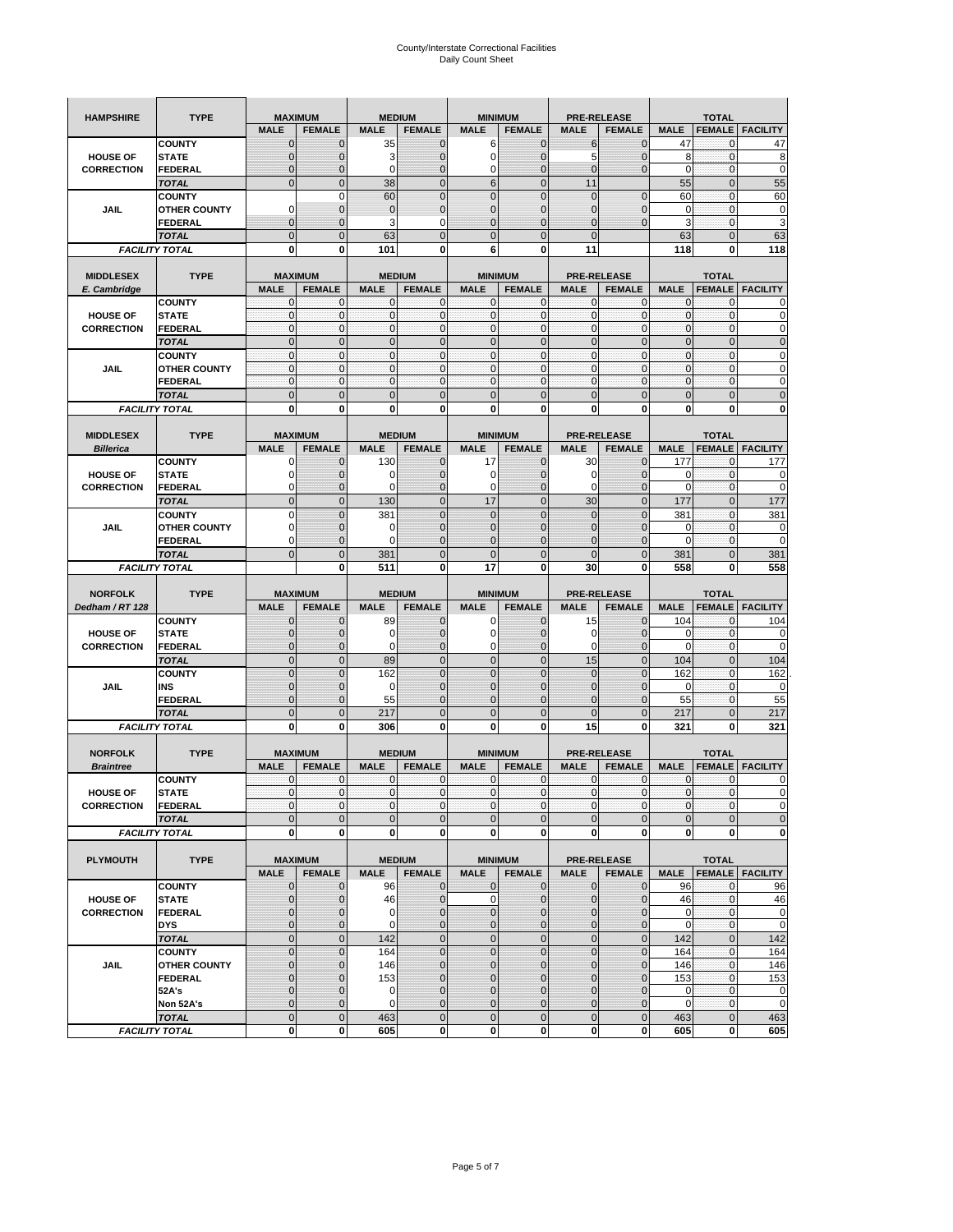# County/Interstate Correctional Facilities
## Daily Count Sheet

| HAMPSHIRE | TYPE | MAXIMUM | | MEDIUM | | MINIMUM | | PRE-RELEASE | | TOTAL | | |
|---|---|---|---|---|---|---|---|---|---|---|---|---|
| | | MALE | FEMALE | MALE | FEMALE | MALE | FEMALE | MALE | FEMALE | MALE | FEMALE | FACILITY |
| HOUSE OF CORRECTION | COUNTY | 0 | 0 | 35 | 0 | 6 | 0 | 6 | 0 | 47 | 0 | 47 |
| | STATE | 0 | 0 | 3 | 0 | 0 | 0 | 5 | 0 | 8 | 0 | 8 |
| | FEDERAL | 0 | 0 | 0 | 0 | 0 | 0 | 0 | 0 | 0 | 0 | 0 |
| | TOTAL | 0 | 0 | 38 | 0 | 6 | 0 | 11 | | 55 | 0 | 55 |
| JAIL | COUNTY | | 0 | 60 | 0 | 0 | 0 | 0 | 0 | 60 | 0 | 60 |
| | OTHER COUNTY | 0 | 0 | 0 | 0 | 0 | 0 | 0 | 0 | 0 | 0 | 0 |
| | FEDERAL | 0 | 0 | 3 | 0 | 0 | 0 | 0 | 0 | 3 | 0 | 3 |
| | TOTAL | 0 | 0 | 63 | 0 | 0 | 0 | 0 | | 63 | 0 | 63 |
| FACILITY TOTAL | | 0 | 0 | 101 | 0 | 6 | 0 | 11 | | 118 | 0 | 118 |

| MIDDLESEX E. Cambridge | TYPE | MAXIMUM | | MEDIUM | | MINIMUM | | PRE-RELEASE | | TOTAL | | |
|---|---|---|---|---|---|---|---|---|---|---|---|---|
| | | MALE | FEMALE | MALE | FEMALE | MALE | FEMALE | MALE | FEMALE | MALE | FEMALE | FACILITY |
| HOUSE OF CORRECTION | COUNTY | 0 | 0 | 0 | 0 | 0 | 0 | 0 | 0 | 0 | 0 | 0 |
| | STATE | 0 | 0 | 0 | 0 | 0 | 0 | 0 | 0 | 0 | 0 | 0 |
| | FEDERAL | 0 | 0 | 0 | 0 | 0 | 0 | 0 | 0 | 0 | 0 | 0 |
| | TOTAL | 0 | 0 | 0 | 0 | 0 | 0 | 0 | 0 | 0 | 0 | 0 |
| JAIL | COUNTY | 0 | 0 | 0 | 0 | 0 | 0 | 0 | 0 | 0 | 0 | 0 |
| | OTHER COUNTY | 0 | 0 | 0 | 0 | 0 | 0 | 0 | 0 | 0 | 0 | 0 |
| | FEDERAL | 0 | 0 | 0 | 0 | 0 | 0 | 0 | 0 | 0 | 0 | 0 |
| | TOTAL | 0 | 0 | 0 | 0 | 0 | 0 | 0 | 0 | 0 | 0 | 0 |
| FACILITY TOTAL | | 0 | 0 | 0 | 0 | 0 | 0 | 0 | 0 | 0 | 0 | 0 |

| MIDDLESEX Billerica | TYPE | MAXIMUM | | MEDIUM | | MINIMUM | | PRE-RELEASE | | TOTAL | | |
|---|---|---|---|---|---|---|---|---|---|---|---|---|
| | | MALE | FEMALE | MALE | FEMALE | MALE | FEMALE | MALE | FEMALE | MALE | FEMALE | FACILITY |
| HOUSE OF CORRECTION | COUNTY | 0 | 0 | 130 | 0 | 17 | 0 | 30 | 0 | 177 | 0 | 177 |
| | STATE | 0 | 0 | 0 | 0 | 0 | 0 | 0 | 0 | 0 | 0 | 0 |
| | FEDERAL | 0 | 0 | 0 | 0 | 0 | 0 | 0 | 0 | 0 | 0 | 0 |
| | TOTAL | 0 | 0 | 130 | 0 | 17 | 0 | 30 | 0 | 177 | 0 | 177 |
| JAIL | COUNTY | 0 | 0 | 381 | 0 | 0 | 0 | 0 | 0 | 381 | 0 | 381 |
| | OTHER COUNTY | 0 | 0 | 0 | 0 | 0 | 0 | 0 | 0 | 0 | 0 | 0 |
| | FEDERAL | 0 | 0 | 0 | 0 | 0 | 0 | 0 | 0 | 0 | 0 | 0 |
| | TOTAL | 0 | 0 | 381 | 0 | 0 | 0 | 0 | 0 | 381 | 0 | 381 |
| FACILITY TOTAL | | | 0 | 511 | 0 | 17 | 0 | 30 | 0 | 558 | 0 | 558 |

| NORFOLK Dedham / RT 128 | TYPE | MAXIMUM | | MEDIUM | | MINIMUM | | PRE-RELEASE | | TOTAL | | |
|---|---|---|---|---|---|---|---|---|---|---|---|---|
| | | MALE | FEMALE | MALE | FEMALE | MALE | FEMALE | MALE | FEMALE | MALE | FEMALE | FACILITY |
| HOUSE OF CORRECTION | COUNTY | 0 | 0 | 89 | 0 | 0 | 0 | 15 | 0 | 104 | 0 | 104 |
| | STATE | 0 | 0 | 0 | 0 | 0 | 0 | 0 | 0 | 0 | 0 | 0 |
| | FEDERAL | 0 | 0 | 0 | 0 | 0 | 0 | 0 | 0 | 0 | 0 | 0 |
| | TOTAL | 0 | 0 | 89 | 0 | 0 | 0 | 15 | 0 | 104 | 0 | 104 |
| JAIL | COUNTY | 0 | 0 | 162 | 0 | 0 | 0 | 0 | 0 | 162 | 0 | 162 |
| | INS | 0 | 0 | 0 | 0 | 0 | 0 | 0 | 0 | 0 | 0 | 0 |
| | FEDERAL | 0 | 0 | 55 | 0 | 0 | 0 | 0 | 0 | 55 | 0 | 55 |
| | TOTAL | 0 | 0 | 217 | 0 | 0 | 0 | 0 | 0 | 217 | 0 | 217 |
| FACILITY TOTAL | | 0 | 0 | 306 | 0 | 0 | 0 | 15 | 0 | 321 | 0 | 321 |

| NORFOLK Braintree | TYPE | MAXIMUM | | MEDIUM | | MINIMUM | | PRE-RELEASE | | TOTAL | | |
|---|---|---|---|---|---|---|---|---|---|---|---|---|
| | | MALE | FEMALE | MALE | FEMALE | MALE | FEMALE | MALE | FEMALE | MALE | FEMALE | FACILITY |
| HOUSE OF CORRECTION | COUNTY | 0 | 0 | 0 | 0 | 0 | 0 | 0 | 0 | 0 | 0 | 0 |
| | STATE | 0 | 0 | 0 | 0 | 0 | 0 | 0 | 0 | 0 | 0 | 0 |
| | FEDERAL | 0 | 0 | 0 | 0 | 0 | 0 | 0 | 0 | 0 | 0 | 0 |
| | TOTAL | 0 | 0 | 0 | 0 | 0 | 0 | 0 | 0 | 0 | 0 | 0 |
| FACILITY TOTAL | | 0 | 0 | 0 | 0 | 0 | 0 | 0 | 0 | 0 | 0 | 0 |

| PLYMOUTH | TYPE | MAXIMUM | | MEDIUM | | MINIMUM | | PRE-RELEASE | | TOTAL | | |
|---|---|---|---|---|---|---|---|---|---|---|---|---|
| | | MALE | FEMALE | MALE | FEMALE | MALE | FEMALE | MALE | FEMALE | MALE | FEMALE | FACILITY |
| HOUSE OF CORRECTION | COUNTY | 0 | 0 | 96 | 0 | 0 | 0 | 0 | 0 | 96 | 0 | 96 |
| | STATE | 0 | 0 | 46 | 0 | 0 | 0 | 0 | 0 | 46 | 0 | 46 |
| | FEDERAL | 0 | 0 | 0 | 0 | 0 | 0 | 0 | 0 | 0 | 0 | 0 |
| | DYS | 0 | 0 | 0 | 0 | 0 | 0 | 0 | 0 | 0 | 0 | 0 |
| | TOTAL | 0 | 0 | 142 | 0 | 0 | 0 | 0 | 0 | 142 | 0 | 142 |
| JAIL | COUNTY | 0 | 0 | 164 | 0 | 0 | 0 | 0 | 0 | 164 | 0 | 164 |
| | OTHER COUNTY | 0 | 0 | 146 | 0 | 0 | 0 | 0 | 0 | 146 | 0 | 146 |
| | FEDERAL | 0 | 0 | 153 | 0 | 0 | 0 | 0 | 0 | 153 | 0 | 153 |
| | 52A's | 0 | 0 | 0 | 0 | 0 | 0 | 0 | 0 | 0 | 0 | 0 |
| | Non 52A's | 0 | 0 | 0 | 0 | 0 | 0 | 0 | 0 | 0 | 0 | 0 |
| | TOTAL | 0 | 0 | 463 | 0 | 0 | 0 | 0 | 0 | 463 | 0 | 463 |
| FACILITY TOTAL | | 0 | 0 | 605 | 0 | 0 | 0 | 0 | 0 | 605 | 0 | 605 |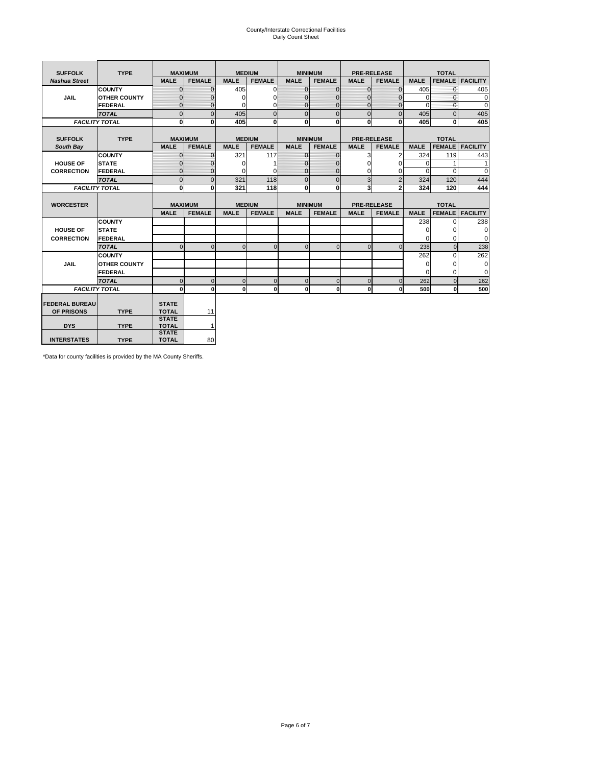County/Interstate Correctional Facilities
Daily Count Sheet

| SUFFOLK | TYPE | MAXIMUM | | MEDIUM | | MINIMUM | | PRE-RELEASE | | TOTAL | | |
|---|---|---|---|---|---|---|---|---|---|---|---|---|
| *Nashua Street* | | MALE | FEMALE | MALE | FEMALE | MALE | FEMALE | MALE | FEMALE | MALE | FEMALE | FACILITY |
| JAIL | COUNTY | 0 | 0 | 405 | 0 | 0 | 0 | 0 | 0 | 405 | 0 | 405 |
| | OTHER COUNTY | 0 | 0 | 0 | 0 | 0 | 0 | 0 | 0 | 0 | 0 | 0 |
| | FEDERAL | 0 | 0 | 0 | 0 | 0 | 0 | 0 | 0 | 0 | 0 | 0 |
| | *TOTAL* | 0 | 0 | 405 | 0 | 0 | 0 | 0 | 0 | 405 | 0 | 405 |
| *FACILITY TOTAL* | | 0 | 0 | 405 | 0 | 0 | 0 | 0 | 0 | 405 | 0 | 405 |

| SUFFOLK | TYPE | MAXIMUM | | MEDIUM | | MINIMUM | | PRE-RELEASE | | TOTAL | | |
|---|---|---|---|---|---|---|---|---|---|---|---|---|
| *South Bay* | | MALE | FEMALE | MALE | FEMALE | MALE | FEMALE | MALE | FEMALE | MALE | FEMALE | FACILITY |
| HOUSE OF CORRECTION | COUNTY | 0 | 0 | 321 | 117 | 0 | 0 | 3 | 2 | 324 | 119 | 443 |
| | STATE | 0 | 0 | 0 | 1 | 0 | 0 | 0 | 0 | 0 | 1 | 1 |
| | FEDERAL | 0 | 0 | 0 | 0 | 0 | 0 | 0 | 0 | 0 | 0 | 0 |
| | *TOTAL* | 0 | 0 | 321 | 118 | 0 | 0 | 3 | 2 | 324 | 120 | 444 |
| *FACILITY TOTAL* | | 0 | 0 | 321 | 118 | 0 | 0 | 3 | 2 | 324 | 120 | 444 |

| WORCESTER | | MAXIMUM | | MEDIUM | | MINIMUM | | PRE-RELEASE | | TOTAL | | |
|---|---|---|---|---|---|---|---|---|---|---|---|---|
| | | MALE | FEMALE | MALE | FEMALE | MALE | FEMALE | MALE | FEMALE | MALE | FEMALE | FACILITY |
| HOUSE OF CORRECTION | COUNTY | | | | | | | | | 238 | 0 | 238 |
| | STATE | | | | | | | | | 0 | 0 | 0 |
| | FEDERAL | | | | | | | | | 0 | 0 | 0 |
| | *TOTAL* | 0 | 0 | 0 | 0 | 0 | 0 | 0 | 0 | 238 | 0 | 238 |
| JAIL | COUNTY | | | | | | | | | 262 | 0 | 262 |
| | OTHER COUNTY | | | | | | | | | 0 | 0 | 0 |
| | FEDERAL | | | | | | | | | 0 | 0 | 0 |
| | *TOTAL* | 0 | 0 | 0 | 0 | 0 | 0 | 0 | 0 | 262 | 0 | 262 |
| *FACILITY TOTAL* | | 0 | 0 | 0 | 0 | 0 | 0 | 0 | 0 | 500 | 0 | 500 |

| | | | |
|---|---|---|---|
| FEDERAL BUREAU OF PRISONS | TYPE | STATE TOTAL | 11 |
| DYS | TYPE | STATE TOTAL | 1 |
| INTERSTATES | TYPE | STATE TOTAL | 80 |

*Data for county facilities is provided by the MA County Sheriffs.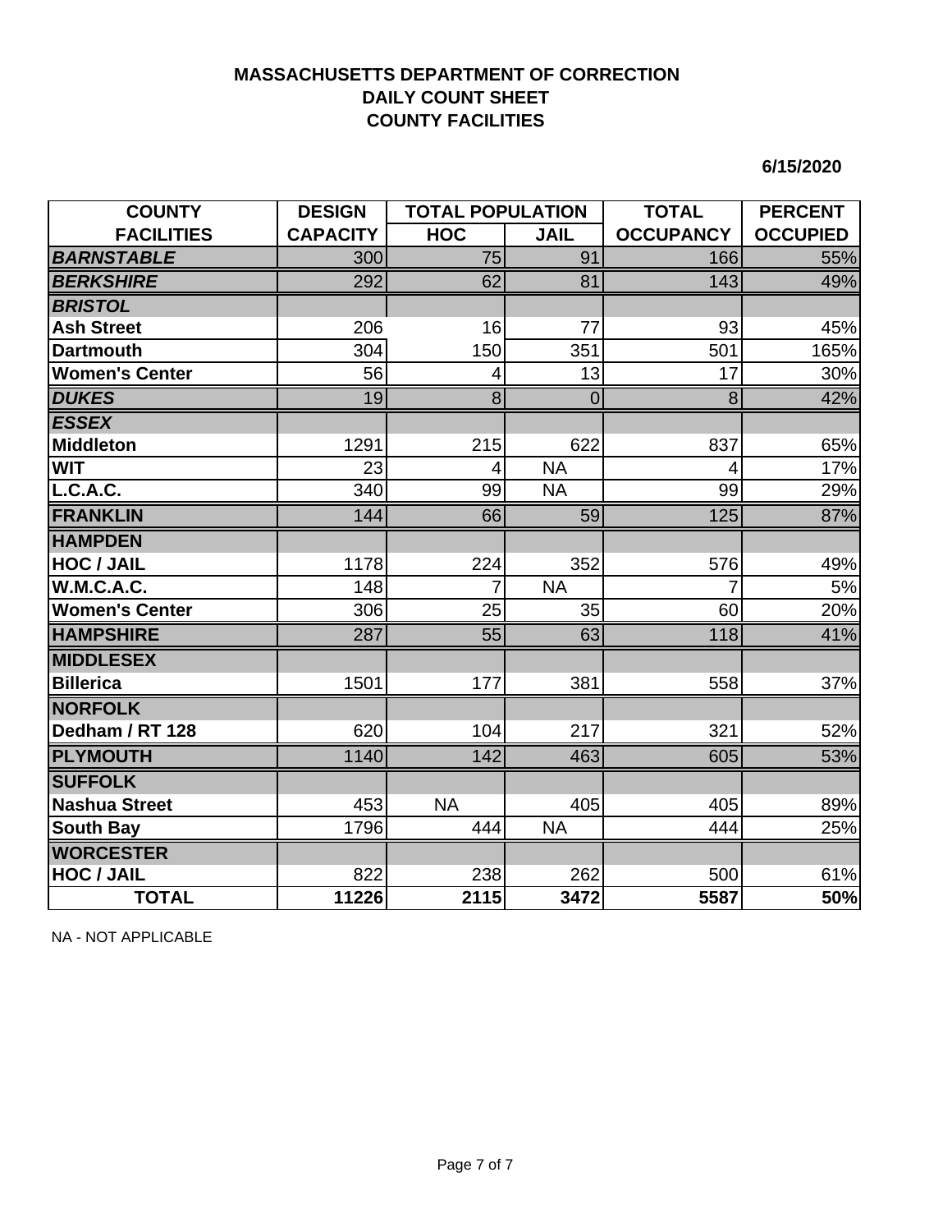**MASSACHUSETTS DEPARTMENT OF CORRECTION**
**DAILY COUNT SHEET**
**COUNTY FACILITIES**

**6/15/2020**

| COUNTY FACILITIES | DESIGN CAPACITY | TOTAL POPULATION | | TOTAL OCCUPANCY | PERCENT OCCUPIED |
|---|---|---|---|---|---|
| | | HOC | JAIL | | |
| ***BARNSTABLE*** | 300 | 75 | 91 | 166 | 55% |
| ***BERKSHIRE*** | 292 | 62 | 81 | 143 | 49% |
| ***BRISTOL*** | | | | | |
| **Ash Street** | 206 | 16 | 77 | 93 | 45% |
| **Dartmouth** | 304 | 150 | 351 | 501 | 165% |
| **Women's Center** | 56 | 4 | 13 | 17 | 30% |
| ***DUKES*** | 19 | 8 | 0 | 8 | 42% |
| ***ESSEX*** | | | | | |
| **Middleton** | 1291 | 215 | 622 | 837 | 65% |
| **WIT** | 23 | 4 | NA | 4 | 17% |
| **L.C.A.C.** | 340 | 99 | NA | 99 | 29% |
| **FRANKLIN** | 144 | 66 | 59 | 125 | 87% |
| **HAMPDEN** | | | | | |
| **HOC / JAIL** | 1178 | 224 | 352 | 576 | 49% |
| **W.M.C.A.C.** | 148 | 7 | NA | 7 | 5% |
| **Women's Center** | 306 | 25 | 35 | 60 | 20% |
| **HAMPSHIRE** | 287 | 55 | 63 | 118 | 41% |
| **MIDDLESEX** | | | | | |
| **Billerica** | 1501 | 177 | 381 | 558 | 37% |
| **NORFOLK** | | | | | |
| **Dedham / RT 128** | 620 | 104 | 217 | 321 | 52% |
| **PLYMOUTH** | 1140 | 142 | 463 | 605 | 53% |
| **SUFFOLK** | | | | | |
| **Nashua Street** | 453 | NA | 405 | 405 | 89% |
| **South Bay** | 1796 | 444 | NA | 444 | 25% |
| **WORCESTER** | | | | | |
| **HOC / JAIL** | 822 | 238 | 262 | 500 | 61% |
| **TOTAL** | **11226** | **2115** | **3472** | **5587** | **50%** |

NA - NOT APPLICABLE